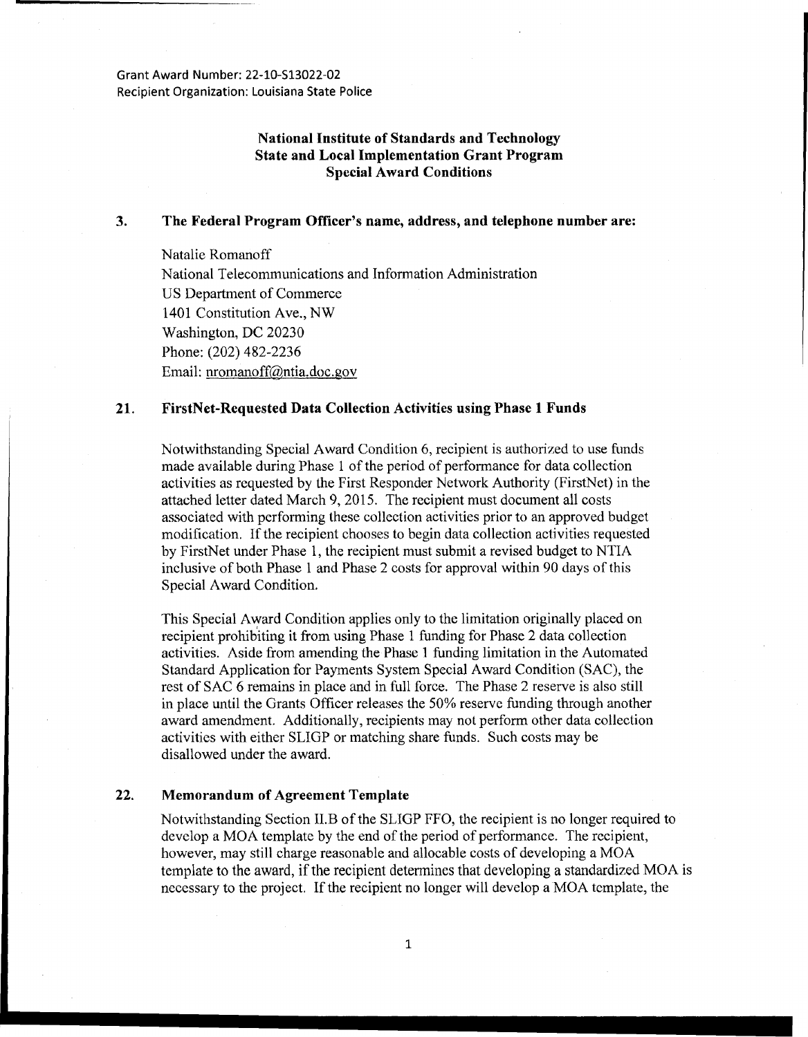Grant Award Number: 22-10-S13022-02
Recipient Organization: Louisiana State Police

**National Institute of Standards and Technology**
**State and Local Implementation Grant Program**
**Special Award Conditions**

**3. The Federal Program Officer's name, address, and telephone number are:**

Natalie Romanoff
National Telecommunications and Information Administration
US Department of Commerce
1401 Constitution Ave., NW
Washington, DC 20230
Phone: (202) 482-2236
Email: nromanoff@ntia.doc.gov

**21. FirstNet-Requested Data Collection Activities using Phase 1 Funds**

Notwithstanding Special Award Condition 6, recipient is authorized to use funds made available during Phase 1 of the period of performance for data collection activities as requested by the First Responder Network Authority (FirstNet) in the attached letter dated March 9, 2015. The recipient must document all costs associated with performing these collection activities prior to an approved budget modification. If the recipient chooses to begin data collection activities requested by FirstNet under Phase 1, the recipient must submit a revised budget to NTIA inclusive of both Phase 1 and Phase 2 costs for approval within 90 days of this Special Award Condition.

This Special Award Condition applies only to the limitation originally placed on recipient prohibiting it from using Phase 1 funding for Phase 2 data collection activities. Aside from amending the Phase 1 funding limitation in the Automated Standard Application for Payments System Special Award Condition (SAC), the rest of SAC 6 remains in place and in full force. The Phase 2 reserve is also still in place until the Grants Officer releases the 50% reserve funding through another award amendment. Additionally, recipients may not perform other data collection activities with either SLIGP or matching share funds. Such costs may be disallowed under the award.

**22. Memorandum of Agreement Template**

Notwithstanding Section II.B of the SLIGP FFO, the recipient is no longer required to develop a MOA template by the end of the period of performance. The recipient, however, may still charge reasonable and allocable costs of developing a MOA template to the award, if the recipient determines that developing a standardized MOA is necessary to the project. If the recipient no longer will develop a MOA template, the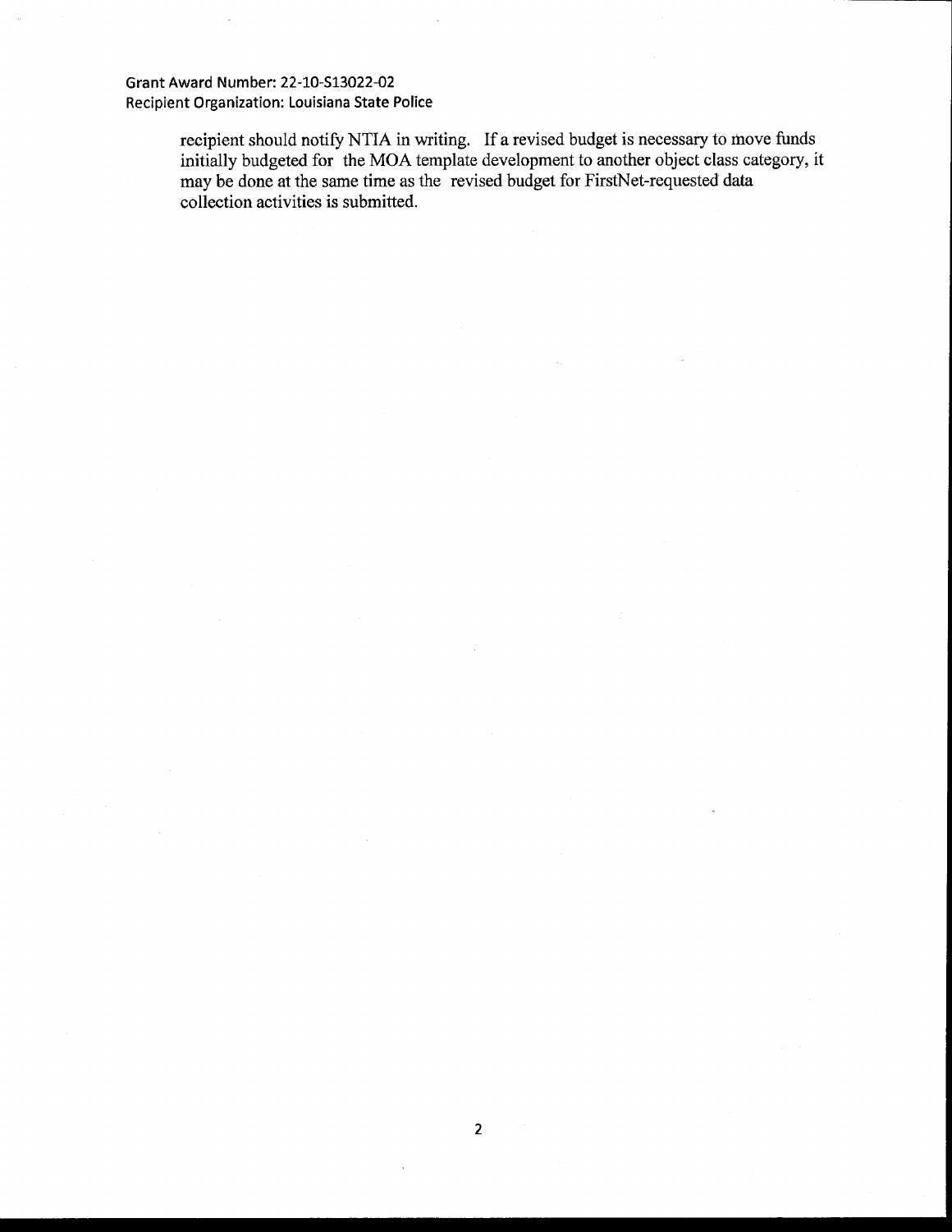recipient should notify NTIA in writing. If a revised budget is necessary to move funds initially budgeted for the MOA template development to another object class category, it may be done at the same time as the revised budget for FirstNet-requested data collection activities is submitted.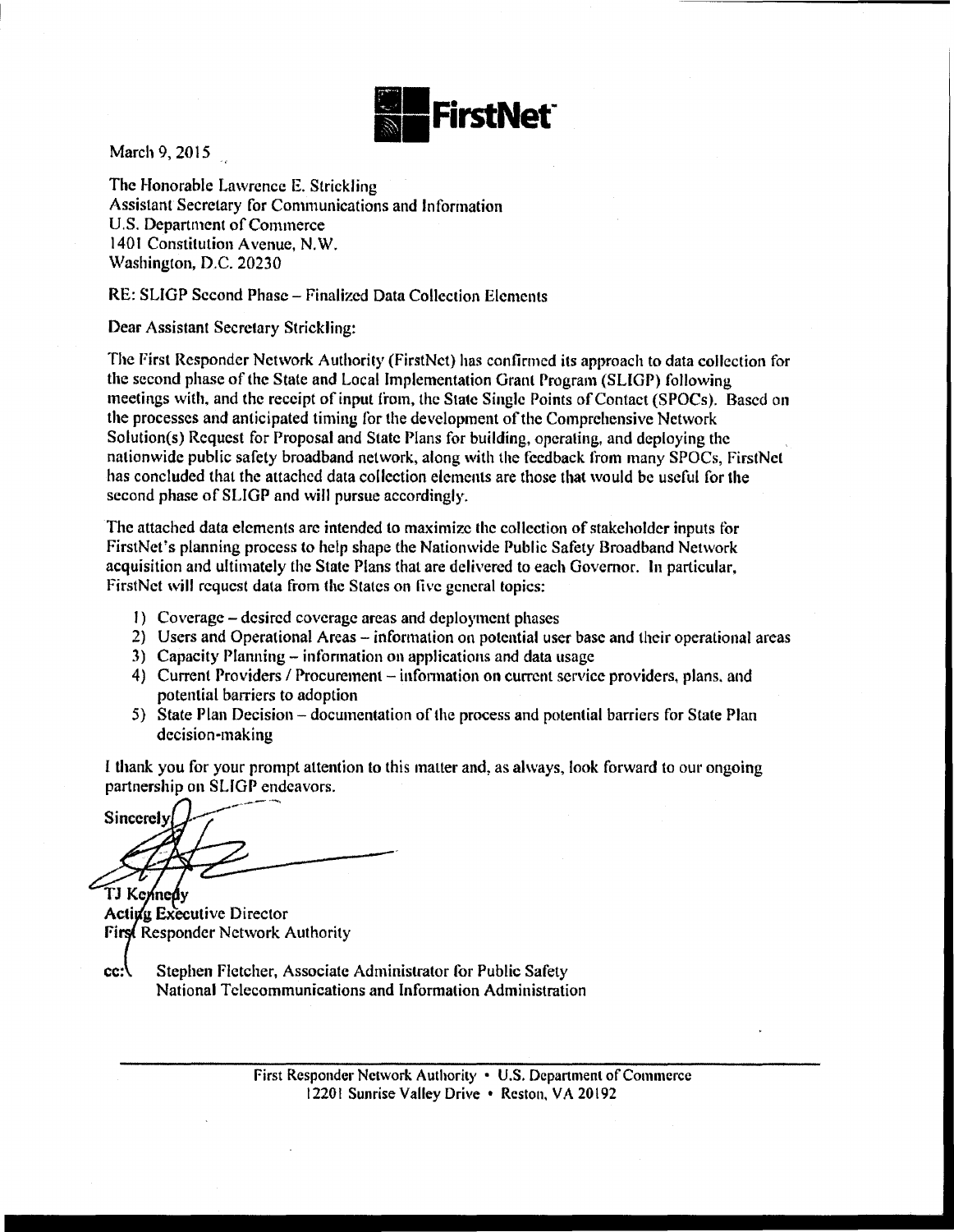**FirstNet**

March 9, 2015

The Honorable Lawrence E. Strickling
Assistant Secretary for Communications and Information
U.S. Department of Commerce
1401 Constitution Avenue, N.W.
Washington, D.C. 20230

RE: SLIGP Second Phase – Finalized Data Collection Elements

Dear Assistant Secretary Strickling:

The First Responder Network Authority (FirstNet) has confirmed its approach to data collection for the second phase of the State and Local Implementation Grant Program (SLIGP) following meetings with, and the receipt of input from, the State Single Points of Contact (SPOCs). Based on the processes and anticipated timing for the development of the Comprehensive Network Solution(s) Request for Proposal and State Plans for building, operating, and deploying the nationwide public safety broadband network, along with the feedback from many SPOCs, FirstNet has concluded that the attached data collection elements are those that would be useful for the second phase of SLIGP and will pursue accordingly.

The attached data elements are intended to maximize the collection of stakeholder inputs for FirstNet's planning process to help shape the Nationwide Public Safety Broadband Network acquisition and ultimately the State Plans that are delivered to each Governor. In particular, FirstNet will request data from the States on five general topics:

1) Coverage – desired coverage areas and deployment phases
2) Users and Operational Areas – information on potential user base and their operational areas
3) Capacity Planning – information on applications and data usage
4) Current Providers / Procurement – information on current service providers, plans, and potential barriers to adoption
5) State Plan Decision – documentation of the process and potential barriers for State Plan decision-making

I thank you for your prompt attention to this matter and, as always, look forward to our ongoing partnership on SLIGP endeavors.

Sincerely,

TJ Kennedy
Acting Executive Director
First Responder Network Authority

cc: Stephen Fletcher, Associate Administrator for Public Safety
National Telecommunications and Information Administration

First Responder Network Authority • U.S. Department of Commerce
12201 Sunrise Valley Drive • Reston, VA 20192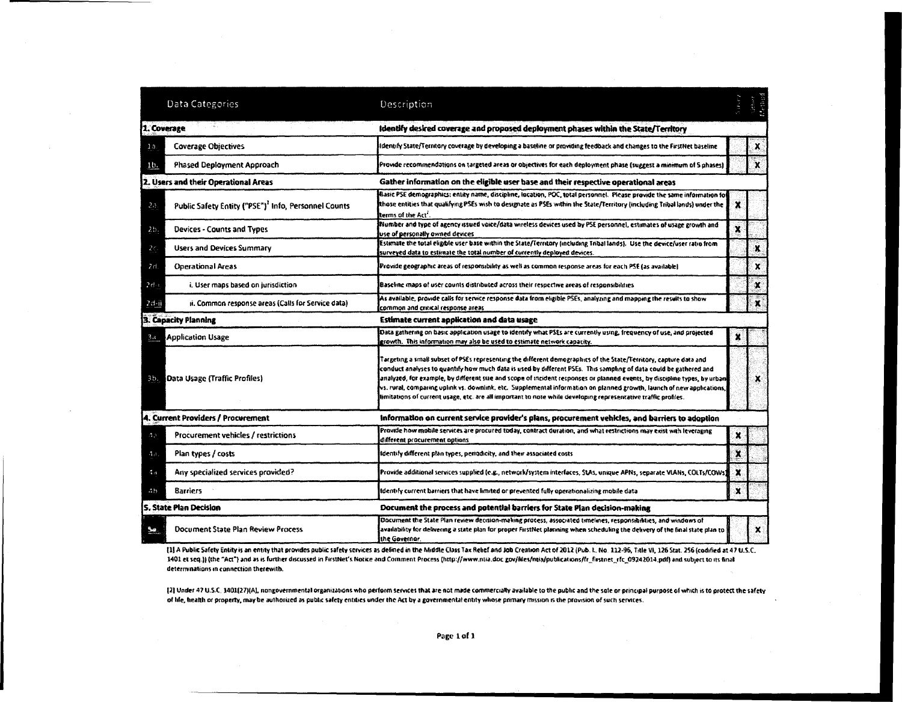| | Data Categories | Description | Survey | Other Method |
|---|---|---|---|---|
| **1. Coverage** | | **Identify desired coverage and proposed deployment phases within the State/Territory** | | |
| 1a. | Coverage Objectives | Identify State/Territory coverage by developing a baseline or providing feedback and changes to the FirstNet baseline | | X |
| 1b. | Phased Deployment Approach | Provide recommendations on targeted areas or objectives for each deployment phase (suggest a minimum of 5 phases) | | X |
| **2. Users and their Operational Areas** | | **Gather information on the eligible user base and their respective operational areas** | | |
| 2a. | Public Safety Entity ("PSE")[1] Info, Personnel Counts | Basic PSE demographics: entity name, discipline, location, POC, total personnel. Please provide the same information for those entities that qualifying PSEs wish to designate as PSEs within the State/Territory (including Tribal lands) under the terms of the Act[2]. | X | |
| 2b. | Devices - Counts and Types | Number and type of agency issued voice/data wireless devices used by PSE personnel, estimates of usage growth and use of personally owned devices | X | |
| 2c. | Users and Devices Summary | Estimate the total eligible user base within the State/Territory (including Tribal lands). Use the device/user ratio from surveyed data to estimate the total number of currently deployed devices. | | X |
| 2d. | Operational Areas | Provide geographic areas of responsibility as well as common response areas for each PSE (as available) | | X |
| 2d-i | i. User maps based on jurisdiction | Baseline maps of user counts distributed across their respective areas of responsibilities | | X |
| 2d-ii | ii. Common response areas (Calls for Service data) | As available, provide calls for service response data from eligible PSEs, analyzing and mapping the results to show common and critical response areas | | X |
| **3. Capacity Planning** | | **Estimate current application and data usage** | | |
| 3a. | Application Usage | Data gathering on basic application usage to identify what PSEs are currently using, frequency of use, and projected growth. This information may also be used to estimate network capacity. | X | |
| 3b. | Data Usage (Traffic Profiles) | Targeting a small subset of PSEs representing the different demographics of the State/Territory, capture data and conduct analyses to quantify how much data is used by different PSEs. This sampling of data could be gathered and analyzed, for example, by different size and scope of incident responses or planned events, by discipline types, by urban vs. rural, comparing uplink vs. downlink, etc. Supplemental information on planned growth, launch of new applications, limitations of current usage, etc. are all important to note while developing representative traffic profiles. | | X |
| **4. Current Providers / Procurement** | | **Information on current service provider's plans, procurement vehicles, and barriers to adoption** | | |
| 4a. | Procurement vehicles / restrictions | Provide how mobile services are procured today, contract duration, and what restrictions may exist with leveraging different procurement options | X | |
| 4a. | Plan types / costs | Identify different plan types, periodicity, and their associated costs | X | |
| 4a. | Any specialized services provided? | Provide additional services supplied (e.g., network/system interfaces, SLAs, unique APNs, separate VLANs, COLTs/COWs) | X | |
| 4b. | Barriers | Identify current barriers that have limited or prevented fully operationalizing mobile data | X | |
| **5. State Plan Decision** | | **Document the process and potential barriers for State Plan decision-making** | | |
| 5a. | Document State Plan Review Process | Document the State Plan review decision-making process, associated timelines, responsibilities, and windows of availability for delivering a state plan for proper FirstNet planning when scheduling the delivery of the final state plan to the Governor. | | X |

[1] A Public Safety Entity is an entity that provides public safety services as defined in the Middle Class Tax Relief and Job Creation Act of 2012 (Pub. L. No. 112-96, Title VI, 126 Stat. 256 (codified at 47 U.S.C. 1401 et seq.)) (the "Act") and as is further discussed in FirstNet's Notice and Comment Process (http://www.ntia.doc.gov/files/ntia/publications/fr_firstnet_rfc_09242014.pdf) and subject to its final determinations in connection therewith.

[2] Under 47 U.S.C. 1401(27)(A), nongovernmental organizations who perform services that are not made commercially available to the public and the sole or principal purpose of which is to protect the safety of life, health or property, may be authorized as public safety entities under the Act by a governmental entity whose primary mission is the provision of such services.